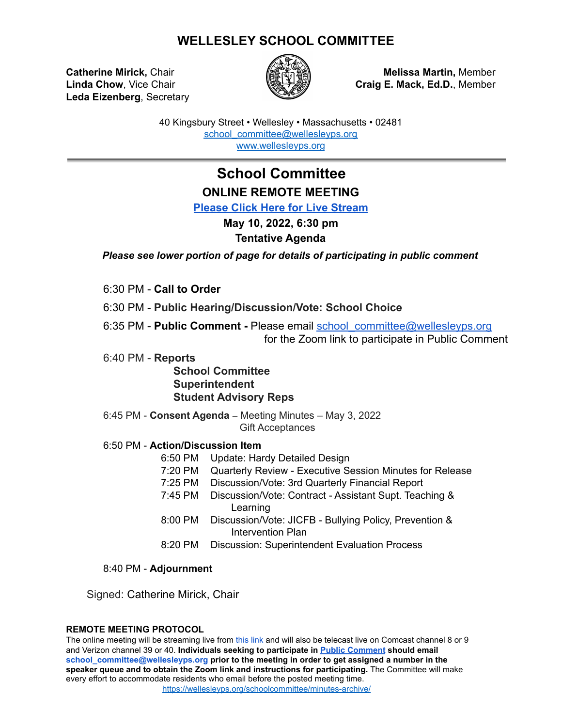# WELLESLEY SCHOOL COMMITTEE

**Catherine Mirick,** Chair
**Linda Chow**, Vice Chair
**Leda Eizenberg**, Secretary

**Melissa Martin,** Member
**Craig E. Mack, Ed.D.**, Member

40 Kingsbury Street • Wellesley • Massachusetts • 02481
school_committee@wellesleyps.org
www.wellesleyps.org

---

## School Committee

### ONLINE REMOTE MEETING

**Please Click Here for Live Stream**

**May 10, 2022, 6:30 pm**

**Tentative Agenda**

***Please see lower portion of page for details of participating in public comment***

6:30 PM - **Call to Order**

6:30 PM - **Public Hearing/Discussion/Vote: School Choice**

6:35 PM - **Public Comment -** Please email school_committee@wellesleyps.org for the Zoom link to participate in Public Comment

6:40 PM - **Reports**
- **School Committee**
- **Superintendent**
- **Student Advisory Reps**

6:45 PM - **Consent Agenda** – Meeting Minutes – May 3, 2022
Gift Acceptances

6:50 PM - **Action/Discussion Item**
- 6:50 PM Update: Hardy Detailed Design
- 7:20 PM Quarterly Review - Executive Session Minutes for Release
- 7:25 PM Discussion/Vote: 3rd Quarterly Financial Report
- 7:45 PM Discussion/Vote: Contract - Assistant Supt. Teaching & Learning
- 8:00 PM Discussion/Vote: JICFB - Bullying Policy, Prevention & Intervention Plan
- 8:20 PM Discussion: Superintendent Evaluation Process

8:40 PM - **Adjournment**

Signed: Catherine Mirick, Chair

**REMOTE MEETING PROTOCOL**
The online meeting will be streaming live from this link and will also be telecast live on Comcast channel 8 or 9 and Verizon channel 39 or 40. **Individuals seeking to participate in Public Comment should email school_committee@wellesleyps.org prior to the meeting in order to get assigned a number in the speaker queue and to obtain the Zoom link and instructions for participating.** The Committee will make every effort to accommodate residents who email before the posted meeting time.
https://wellesleyps.org/schoolcommittee/minutes-archive/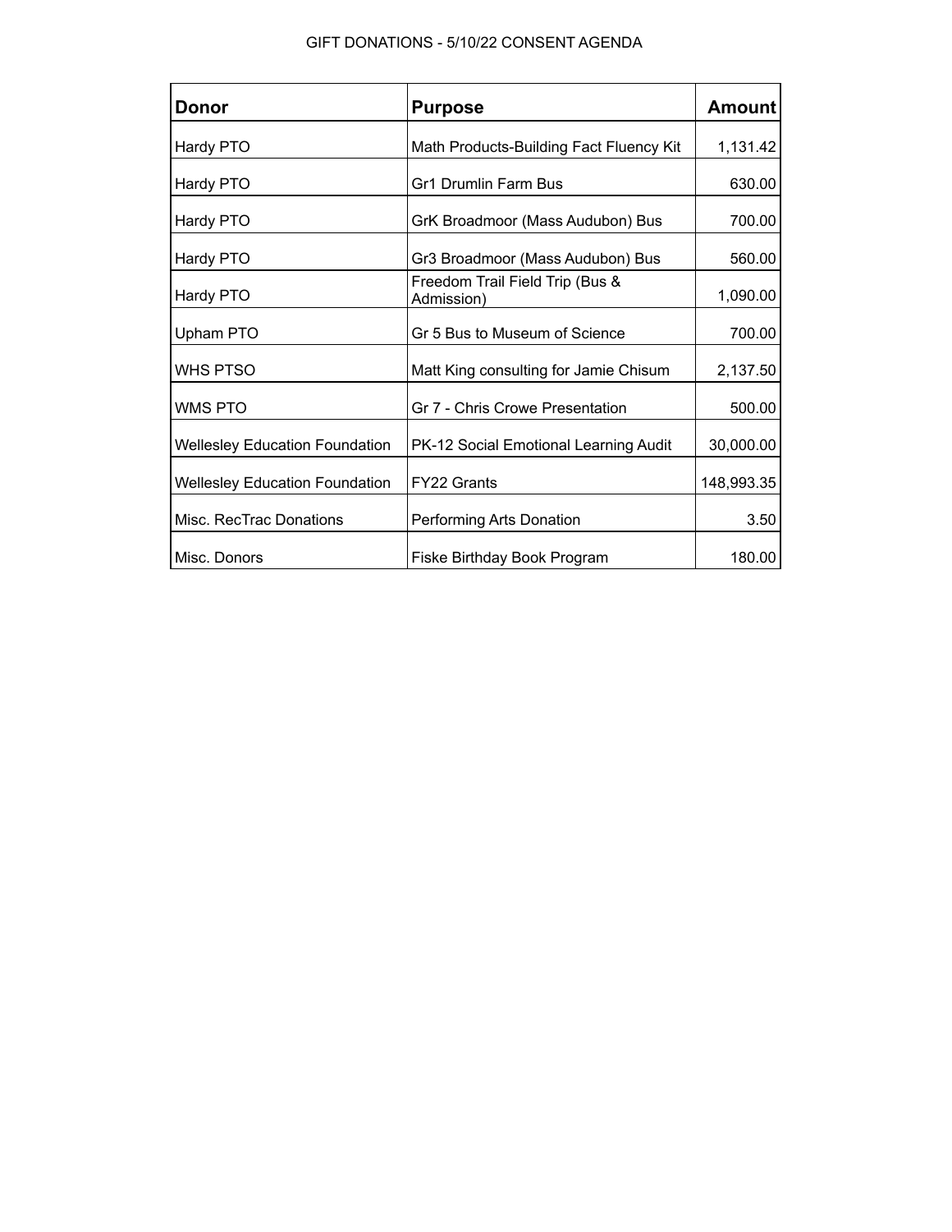GIFT DONATIONS - 5/10/22 CONSENT AGENDA

| Donor | Purpose | Amount |
|---|---|---|
| Hardy PTO | Math Products-Building Fact Fluency Kit | 1,131.42 |
| Hardy PTO | Gr1 Drumlin Farm Bus | 630.00 |
| Hardy PTO | GrK Broadmoor (Mass Audubon) Bus | 700.00 |
| Hardy PTO | Gr3 Broadmoor (Mass Audubon) Bus | 560.00 |
| Hardy PTO | Freedom Trail Field Trip (Bus & Admission) | 1,090.00 |
| Upham PTO | Gr 5 Bus to Museum of Science | 700.00 |
| WHS PTSO | Matt King consulting for Jamie Chisum | 2,137.50 |
| WMS PTO | Gr 7 - Chris Crowe Presentation | 500.00 |
| Wellesley Education Foundation | PK-12 Social Emotional Learning Audit | 30,000.00 |
| Wellesley Education Foundation | FY22 Grants | 148,993.35 |
| Misc. RecTrac Donations | Performing Arts Donation | 3.50 |
| Misc. Donors | Fiske Birthday Book Program | 180.00 |